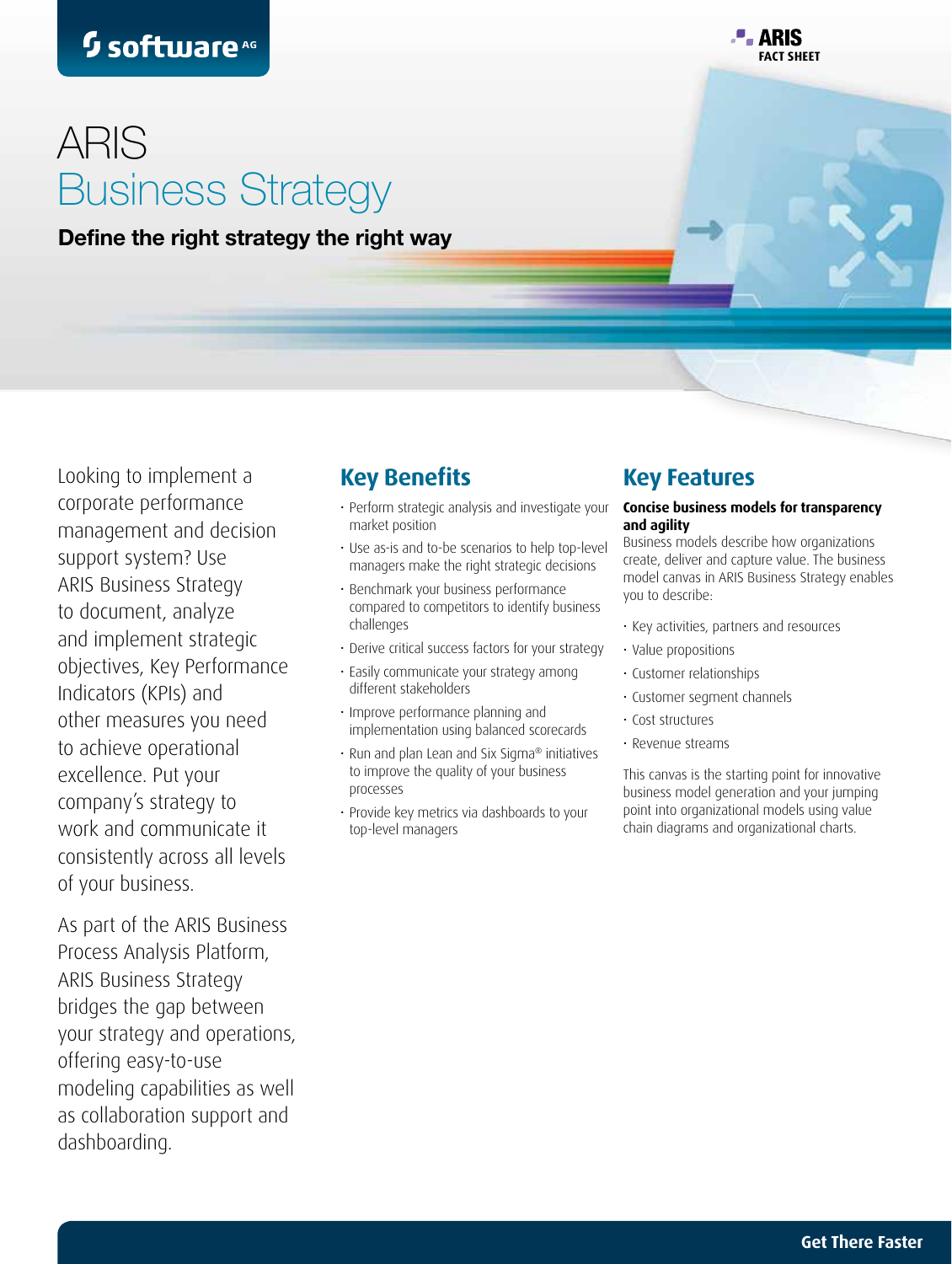# ARIS Business Strategy

**Define the right strategy the right way**

Looking to implement a corporate performance management and decision support system? Use ARIS Business Strategy to document, analyze and implement strategic objectives, Key Performance Indicators (KPIs) and other measures you need to achieve operational excellence. Put your company's strategy to work and communicate it consistently across all levels of your business.

As part of the ARIS Business Process Analysis Platform, ARIS Business Strategy bridges the gap between your strategy and operations, offering easy-to-use modeling capabilities as well as collaboration support and dashboarding.

## Key Benefits

- Perform strategic analysis and investigate your market position
- Use as-is and to-be scenarios to help top-level managers make the right strategic decisions
- Benchmark your business performance compared to competitors to identify business challenges
- Derive critical success factors for your strategy
- Easily communicate your strategy among different stakeholders
- Improve performance planning and implementation using balanced scorecards
- Run and plan Lean and Six Sigma® initiatives to improve the quality of your business processes
- Provide key metrics via dashboards to your top-level managers

## Key Features

**Concise business models for transparency and agility**

Business models describe how organizations create, deliver and capture value. The business model canvas in ARIS Business Strategy enables you to describe:

- Key activities, partners and resources
- Value propositions
- Customer relationships
- Customer segment channels
- Cost structures
- Revenue streams

This canvas is the starting point for innovative business model generation and your jumping point into organizational models using value chain diagrams and organizational charts.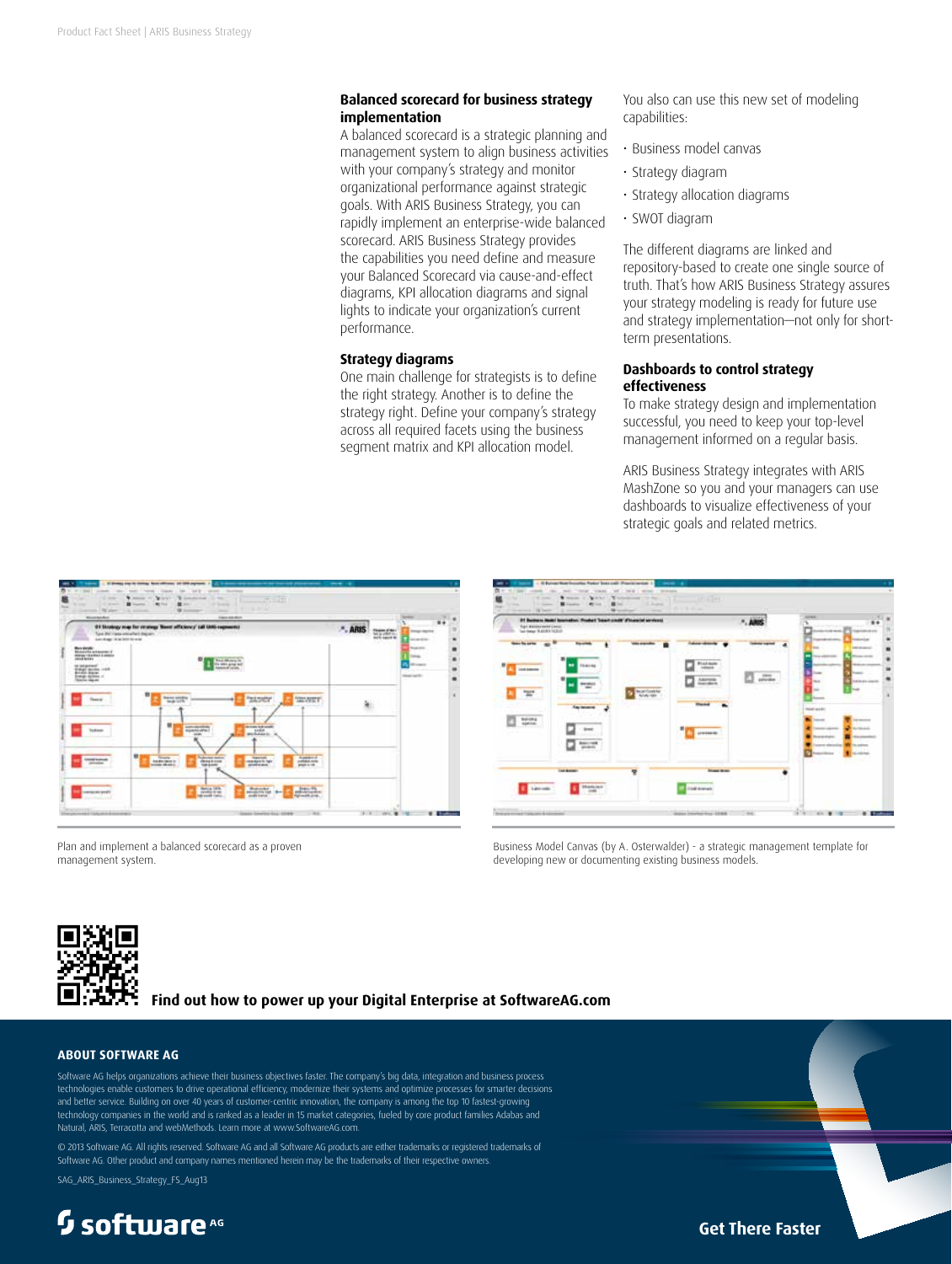### Balanced scorecard for business strategy implementation

A balanced scorecard is a strategic planning and management system to align business activities with your company's strategy and monitor organizational performance against strategic goals. With ARIS Business Strategy, you can rapidly implement an enterprise-wide balanced scorecard. ARIS Business Strategy provides the capabilities you need define and measure your Balanced Scorecard via cause-and-effect diagrams, KPI allocation diagrams and signal lights to indicate your organization's current performance.

### Strategy diagrams

One main challenge for strategists is to define the right strategy. Another is to define the strategy right. Define your company's strategy across all required facets using the business segment matrix and KPI allocation model.

You also can use this new set of modeling capabilities:

- Business model canvas
- Strategy diagram
- Strategy allocation diagrams
- SWOT diagram

The different diagrams are linked and repository-based to create one single source of truth. That's how ARIS Business Strategy assures your strategy modeling is ready for future use and strategy implementation—not only for short-term presentations.

### Dashboards to control strategy effectiveness

To make strategy design and implementation successful, you need to keep your top-level management informed on a regular basis.

ARIS Business Strategy integrates with ARIS MashZone so you and your managers can use dashboards to visualize effectiveness of your strategic goals and related metrics.

Plan and implement a balanced scorecard as a proven management system.

Business Model Canvas (by A. Osterwalder) - a strategic management template for developing new or documenting existing business models.

**Find out how to power up your Digital Enterprise at SoftwareAG.com**

### ABOUT SOFTWARE AG

Software AG helps organizations achieve their business objectives faster. The company's big data, integration and business process technologies enable customers to drive operational efficiency, modernize their systems and optimize processes for smarter decisions and better service. Building on over 40 years of customer-centric innovation, the company is among the top 10 fastest-growing technology companies in the world and is ranked as a leader in 15 market categories, fueled by core product families Adabas and Natural, ARIS, Terracotta and webMethods. Learn more at www.SoftwareAG.com.

© 2013 Software AG. All rights reserved. Software AG and all Software AG products are either trademarks or registered trademarks of Software AG. Other product and company names mentioned herein may be the trademarks of their respective owners.

SAG_ARIS_Business_Strategy_FS_Aug13

software AG

**Get There Faster**